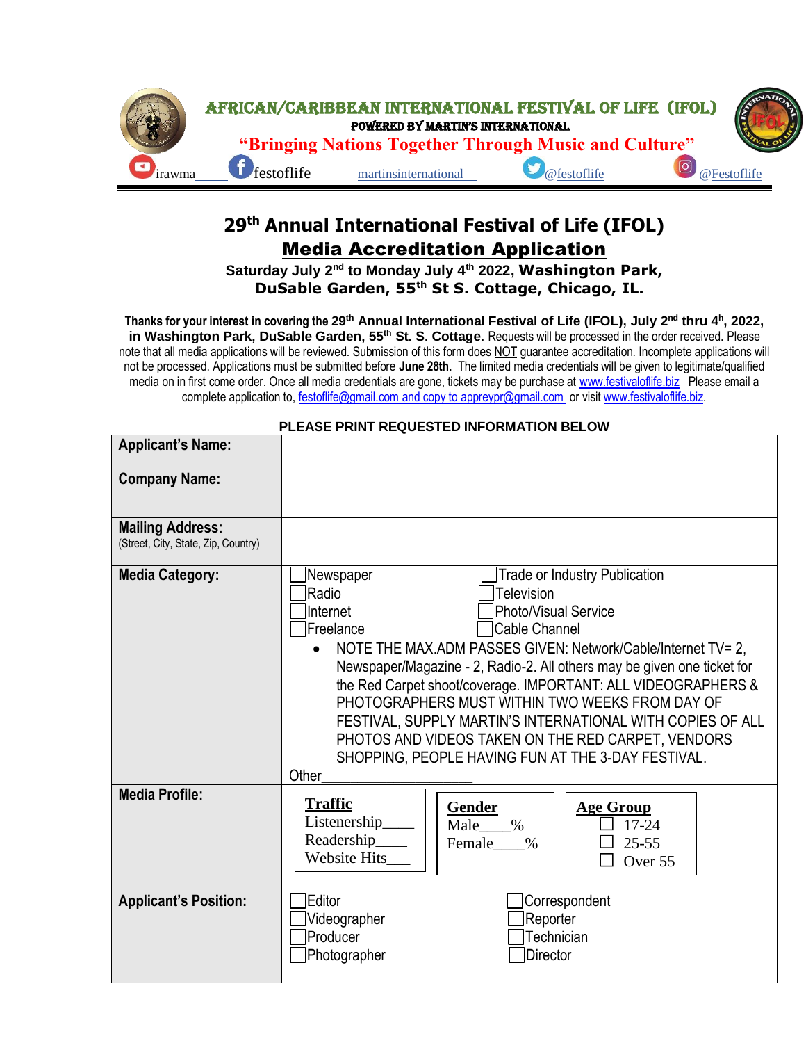**AFRICAN/CARIBBEAN INTERNATIONAL FESTIVAL OF LIFE (IFOL)**

POWERED BY MARTIN'S INTERNATIONAL

**"Bringing Nations Together Through Music and Culture"**

irawma_____ festoflife martinsinternational @festoflife @Festoflife

# 29th Annual International Festival of Life (IFOL)

## Media Accreditation Application

**Saturday July 2nd to Monday July 4th 2022, Washington Park, DuSable Garden, 55th St S. Cottage, Chicago, IL.**

**Thanks for your interest in covering the 29th Annual International Festival of Life (IFOL), July 2nd thru 4h, 2022, in Washington Park, DuSable Garden, 55th St. S. Cottage.** Requests will be processed in the order received. Please note that all media applications will be reviewed. Submission of this form does NOT guarantee accreditation. Incomplete applications will not be processed. Applications must be submitted before **June 28th.** The limited media credentials will be given to legitimate/qualified media on in first come order. Once all media credentials are gone, tickets may be purchase at www.festivaloflife.biz Please email a complete application to, festoflife@gmail.com and copy to appreypr@gmail.com or visit www.festivaloflife.biz.

**PLEASE PRINT REQUESTED INFORMATION BELOW**

| | |
|---|---|
| **Applicant's Name:** | |
| **Company Name:** | |
| **Mailing Address:** (Street, City, State, Zip, Country) | |
| **Media Category:** | ☐ Newspaper ☐ Trade or Industry Publication<br>☐ Radio ☐ Television<br>☐ Internet ☐ Photo/Visual Service<br>☐ Freelance ☐ Cable Channel<br>• NOTE THE MAX.ADM PASSES GIVEN: Network/Cable/Internet TV= 2, Newspaper/Magazine - 2, Radio-2. All others may be given one ticket for the Red Carpet shoot/coverage. IMPORTANT: ALL VIDEOGRAPHERS & PHOTOGRAPHERS MUST WITHIN TWO WEEKS FROM DAY OF FESTIVAL, SUPPLY MARTIN'S INTERNATIONAL WITH COPIES OF ALL PHOTOS AND VIDEOS TAKEN ON THE RED CARPET, VENDORS SHOPPING, PEOPLE HAVING FUN AT THE 3-DAY FESTIVAL.<br>Other____________________ |
| **Media Profile:** | **Traffic**: Listenership____ Readership____ Website Hits___<br>**Gender**: Male____% Female____%<br>**Age Group**: ☐ 17-24 ☐ 25-55 ☐ Over 55 |
| **Applicant's Position:** | ☐ Editor ☐ Correspondent<br>☐ Videographer ☐ Reporter<br>☐ Producer ☐ Technician<br>☐ Photographer ☐ Director |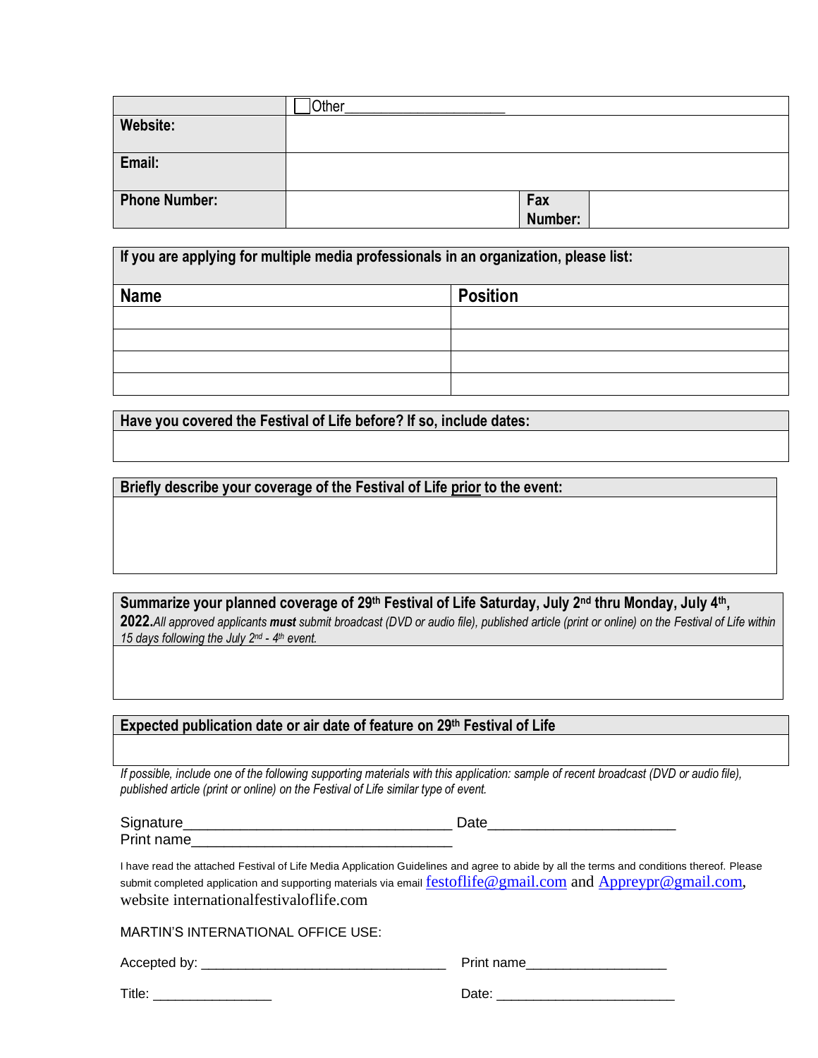| | |
|---|---|
| | ☐ Other____________________ |
| **Website:** | |
| **Email:** | |
| **Phone Number:** | | **Fax Number:** | |

| **If you are applying for multiple media professionals in an organization, please list:** | |
|---|---|
| **Name** | **Position** |
| | |
| | |
| | |
| | |

| **Have you covered the Festival of Life before? If so, include dates:** |
|---|
| |

| **Briefly describe your coverage of the Festival of Life prior to the event:** |
|---|
| |

| **Summarize your planned coverage of 29th Festival of Life Saturday, July 2nd thru Monday, July 4th, 2022.** *All approved applicants **must** submit broadcast (DVD or audio file), published article (print or online) on the Festival of Life within 15 days following the July 2nd - 4th event.* |
|---|
| |

| **Expected publication date or air date of feature on 29th Festival of Life** |
|---|
| |

*If possible, include one of the following supporting materials with this application: sample of recent broadcast (DVD or audio file), published article (print or online) on the Festival of Life similar type of event.*

Signature________________________________ Date______________________

Print name_______________________________

I have read the attached Festival of Life Media Application Guidelines and agree to abide by all the terms and conditions thereof. Please submit completed application and supporting materials via email festoflife@gmail.com and Appreypr@gmail.com, website internationalfestivaloflife.com

MARTIN'S INTERNATIONAL OFFICE USE:

Accepted by: ______________________________ Print name_________________

Title: _______________ Date: ______________________